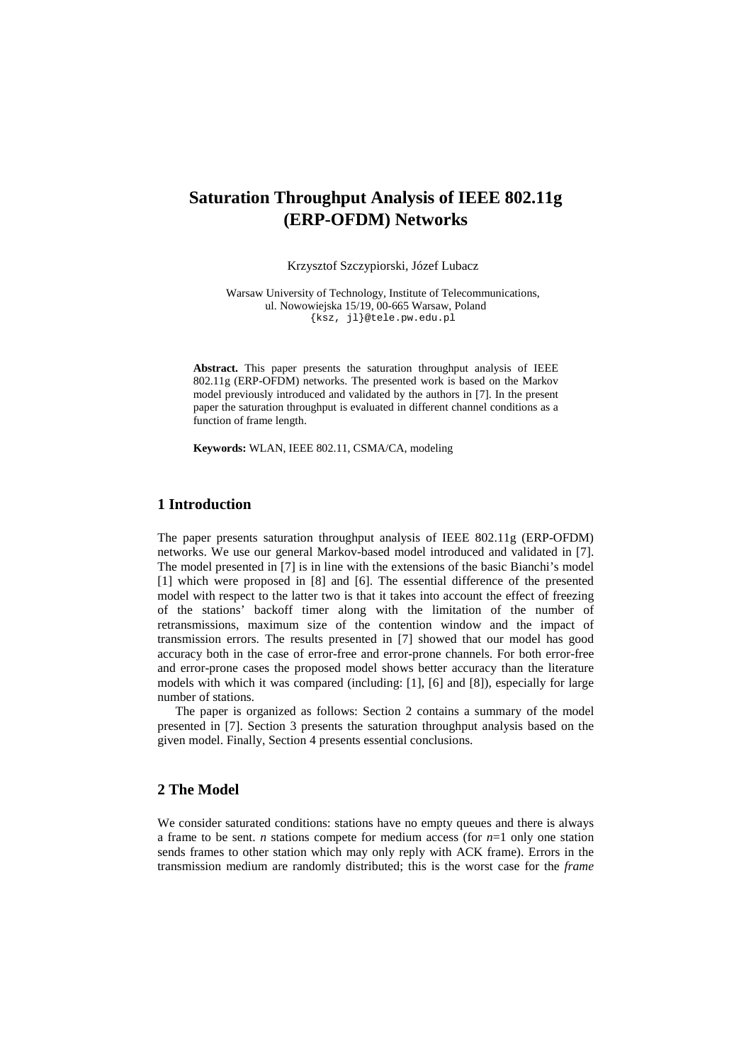# Saturation Throughput Analysis of IEEE 802.11g (ERP-OFDM) Networks

Krzysztof Szczypiorski, Józef Lubacz

Warsaw University of Technology, Institute of Telecommunications,
ul. Nowowiejska 15/19, 00-665 Warsaw, Poland
{ksz, jl}@tele.pw.edu.pl

**Abstract.** This paper presents the saturation throughput analysis of IEEE 802.11g (ERP-OFDM) networks. The presented work is based on the Markov model previously introduced and validated by the authors in [7]. In the present paper the saturation throughput is evaluated in different channel conditions as a function of frame length.

**Keywords:** WLAN, IEEE 802.11, CSMA/CA, modeling

## 1 Introduction

The paper presents saturation throughput analysis of IEEE 802.11g (ERP-OFDM) networks. We use our general Markov-based model introduced and validated in [7]. The model presented in [7] is in line with the extensions of the basic Bianchi's model [1] which were proposed in [8] and [6]. The essential difference of the presented model with respect to the latter two is that it takes into account the effect of freezing of the stations' backoff timer along with the limitation of the number of retransmissions, maximum size of the contention window and the impact of transmission errors. The results presented in [7] showed that our model has good accuracy both in the case of error-free and error-prone channels. For both error-free and error-prone cases the proposed model shows better accuracy than the literature models with which it was compared (including: [1], [6] and [8]), especially for large number of stations.

The paper is organized as follows: Section 2 contains a summary of the model presented in [7]. Section 3 presents the saturation throughput analysis based on the given model. Finally, Section 4 presents essential conclusions.

## 2 The Model

We consider saturated conditions: stations have no empty queues and there is always a frame to be sent. $n$ stations compete for medium access (for $n$=1 only one station sends frames to other station which may only reply with ACK frame). Errors in the transmission medium are randomly distributed; this is the worst case for the *frame*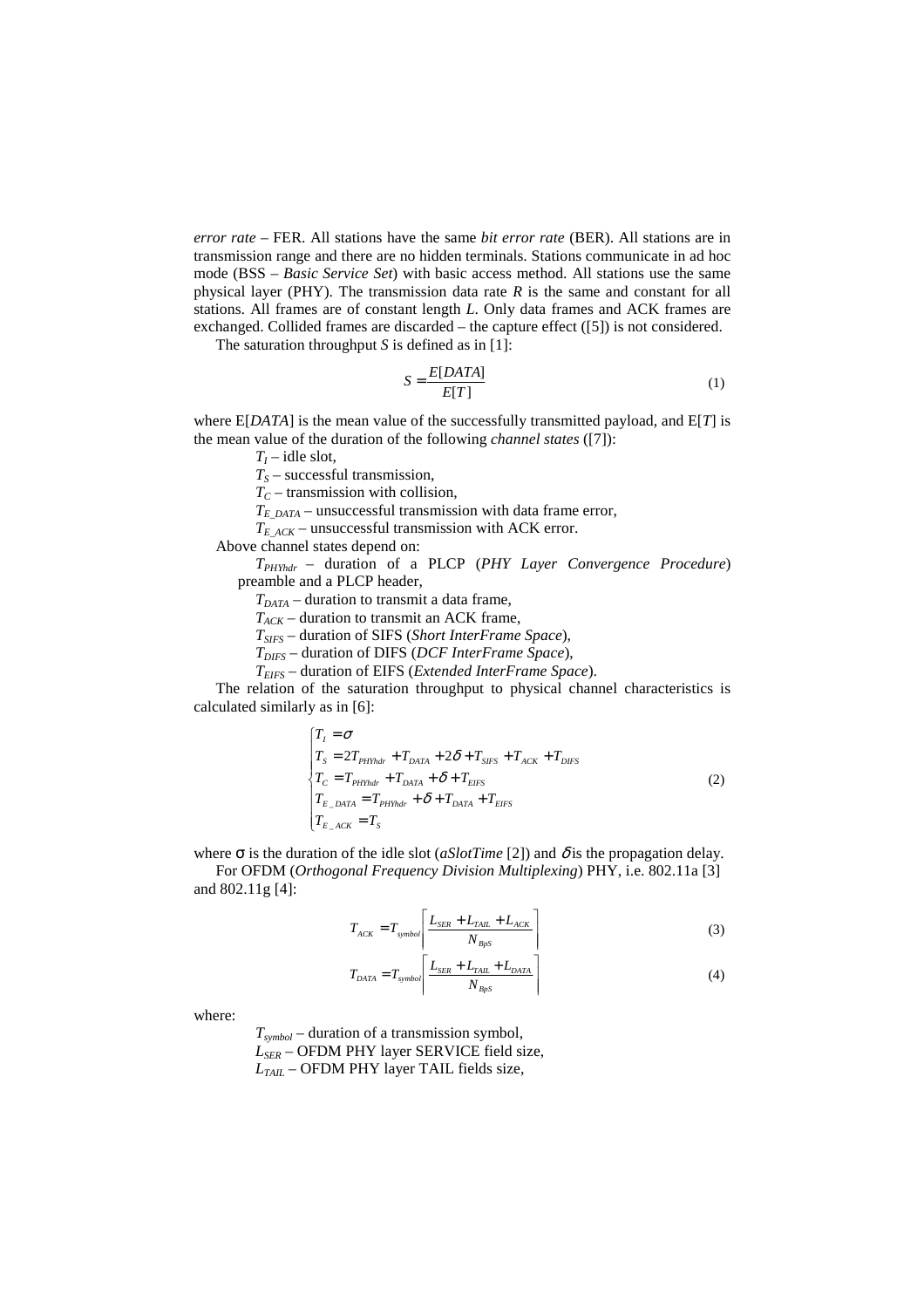*error rate* – FER. All stations have the same *bit error rate* (BER). All stations are in transmission range and there are no hidden terminals. Stations communicate in ad hoc mode (BSS – *Basic Service Set*) with basic access method. All stations use the same physical layer (PHY). The transmission data rate $R$ is the same and constant for all stations. All frames are of constant length $L$. Only data frames and ACK frames are exchanged. Collided frames are discarded – the capture effect ([5]) is not considered.

The saturation throughput $S$ is defined as in [1]:

$$S = \frac{E[DATA]}{E[T]} \tag{1}$$

where E[$DATA$] is the mean value of the successfully transmitted payload, and E[$T$] is the mean value of the duration of the following *channel states* ([7]):

- $T_I$ – idle slot,
- $T_S$ – successful transmission,
- $T_C$ – transmission with collision,
- $T_{E\_DATA}$ – unsuccessful transmission with data frame error,
- $T_{E\_ACK}$ – unsuccessful transmission with ACK error.

Above channel states depend on:

- $T_{PHYhdr}$ – duration of a PLCP (*PHY Layer Convergence Procedure*) preamble and a PLCP header,
- $T_{DATA}$ – duration to transmit a data frame,
- $T_{ACK}$ – duration to transmit an ACK frame,
- $T_{SIFS}$ – duration of SIFS (*Short InterFrame Space*),
- $T_{DIFS}$ – duration of DIFS (*DCF InterFrame Space*),
- $T_{EIFS}$ – duration of EIFS (*Extended InterFrame Space*).

The relation of the saturation throughput to physical channel characteristics is calculated similarly as in [6]:

$$\begin{cases} T_I = \sigma \\ T_S = 2T_{PHYhdr} + T_{DATA} + 2\delta + T_{SIFS} + T_{ACK} + T_{DIFS} \\ T_C = T_{PHYhdr} + T_{DATA} + \delta + T_{EIFS} \\ T_{E\_DATA} = T_{PHYhdr} + \delta + T_{DATA} + T_{EIFS} \\ T_{E\_ACK} = T_S \end{cases} \tag{2}$$

where $\sigma$ is the duration of the idle slot (*aSlotTime* [2]) and $\delta$ is the propagation delay.

For OFDM (*Orthogonal Frequency Division Multiplexing*) PHY, i.e. 802.11a [3] and 802.11g [4]:

$$T_{ACK} = T_{symbol} \left\lceil \frac{L_{SER} + L_{TAIL} + L_{ACK}}{N_{BpS}} \right\rceil \tag{3}$$

$$T_{DATA} = T_{symbol} \left\lceil \frac{L_{SER} + L_{TAIL} + L_{DATA}}{N_{BpS}} \right\rceil \tag{4}$$

where:

- $T_{symbol}$ – duration of a transmission symbol,
- $L_{SER}$ – OFDM PHY layer SERVICE field size,
- $L_{TAIL}$ – OFDM PHY layer TAIL fields size,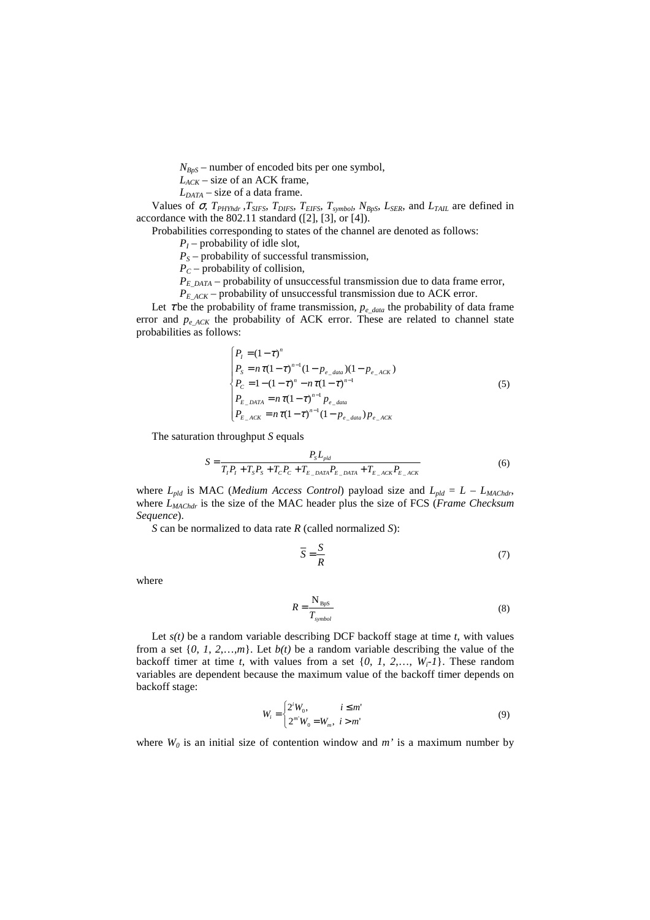$N_{BpS}$ – number of encoded bits per one symbol,

$L_{ACK}$ – size of an ACK frame,

$L_{DATA}$ – size of a data frame.

Values of $\sigma$, $T_{PHYhdr}$ ,$T_{SIFS}$, $T_{DIFS}$, $T_{EIFS}$, $T_{symbol}$, $N_{BpS}$, $L_{SER}$, and $L_{TAIL}$ are defined in accordance with the 802.11 standard ([2], [3], or [4]).

Probabilities corresponding to states of the channel are denoted as follows:

$P_I$ – probability of idle slot,

$P_S$ – probability of successful transmission,

$P_C$ – probability of collision,

$P_{E\_DATA}$ – probability of unsuccessful transmission due to data frame error,

$P_{E\_ACK}$ – probability of unsuccessful transmission due to ACK error.

Let $\tau$ be the probability of frame transmission, $p_{e\_data}$ the probability of data frame error and $p_{e\_ACK}$ the probability of ACK error. These are related to channel state probabilities as follows:

$$
\begin{cases}
P_I = (1-\tau)^n \\
P_S = n\tau(1-\tau)^{n-1}(1-p_{e\_data})(1-p_{e\_ACK}) \\
P_C = 1-(1-\tau)^n - n\tau(1-\tau)^{n-1} \\
P_{E\_DATA} = n\tau(1-\tau)^{n-1}p_{e\_data} \\
P_{E\_ACK} = n\tau(1-\tau)^{n-1}(1-p_{e\_data})p_{e\_ACK}
\end{cases} \tag{5}
$$

The saturation throughput $S$ equals

$$
S = \frac{P_S L_{pld}}{T_I P_I + T_S P_S + T_C P_C + T_{E\_DATA} P_{E\_DATA} + T_{E\_ACK} P_{E\_ACK}} \tag{6}
$$

where $L_{pld}$ is MAC (*Medium Access Control*) payload size and $L_{pld} = L - L_{MAChdr}$, where $L_{MAChdr}$ is the size of the MAC header plus the size of FCS (*Frame Checksum Sequence*).

$S$ can be normalized to data rate $R$ (called normalized $S$):

$$
\overline{S} = \frac{S}{R} \tag{7}
$$

where

$$
R = \frac{\mathrm{N}_{\mathrm{BpS}}}{T_{symbol}} \tag{8}
$$

Let $s(t)$ be a random variable describing DCF backoff stage at time $t$, with values from a set $\{0, 1, 2,\ldots,m\}$. Let $b(t)$ be a random variable describing the value of the backoff timer at time $t$, with values from a set $\{0, 1, 2,\ldots, W_i-1\}$. These random variables are dependent because the maximum value of the backoff timer depends on backoff stage:

$$
W_i = \begin{cases} 2^i W_0, & i \le m' \\ 2^{m'} W_0 = W_m, & i > m' \end{cases} \tag{9}
$$

where $W_0$ is an initial size of contention window and $m'$ is a maximum number by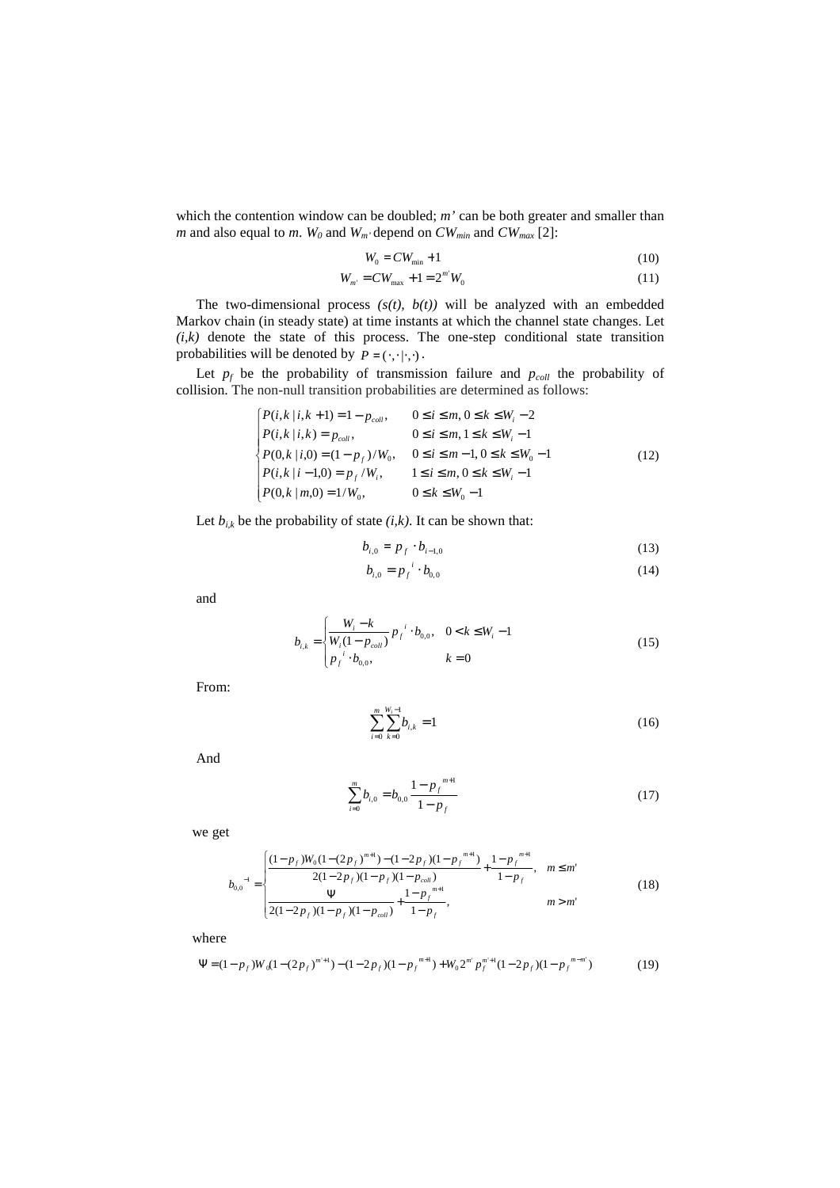which the contention window can be doubled; *m'* can be both greater and smaller than *m* and also equal to *m*. $W_0$ and $W_{m'}$ depend on $CW_{min}$ and $CW_{max}$ [2]:

$$W_0 = CW_{\min} + 1 \tag{10}$$

$$W_{m'} = CW_{\max} + 1 = 2^{m'} W_0 \tag{11}$$

The two-dimensional process *(s(t), b(t))* will be analyzed with an embedded Markov chain (in steady state) at time instants at which the channel state changes. Let *(i,k)* denote the state of this process. The one-step conditional state transition probabilities will be denoted by $P = (\cdot,\cdot|\cdot,\cdot)$.

Let $p_f$ be the probability of transmission failure and $p_{coll}$ the probability of collision. The non-null transition probabilities are determined as follows:

$$\begin{cases} P(i,k\,|\,i,k+1) = 1 - p_{coll}, & 0 \le i \le m, 0 \le k \le W_i - 2 \\ P(i,k\,|\,i,k) = p_{coll}, & 0 \le i \le m, 1 \le k \le W_i - 1 \\ P(0,k\,|\,i,0) = (1-p_f)/W_0, & 0 \le i \le m-1, 0 \le k \le W_0 - 1 \\ P(i,k\,|\,i-1,0) = p_f / W_i, & 1 \le i \le m, 0 \le k \le W_i - 1 \\ P(0,k\,|\,m,0) = 1/W_0, & 0 \le k \le W_0 - 1 \end{cases} \tag{12}$$

Let $b_{i,k}$ be the probability of state *(i,k)*. It can be shown that:

$$b_{i,0} = p_f \cdot b_{i-1,0} \tag{13}$$

$$b_{i,0} = p_f{}^{i} \cdot b_{0,0} \tag{14}$$

and

$$b_{i,k} = \begin{cases} \dfrac{W_i - k}{W_i(1-p_{coll})} p_f{}^{i} \cdot b_{0,0}, & 0 < k \le W_i - 1 \\ p_f{}^{i} \cdot b_{0,0}, & k = 0 \end{cases} \tag{15}$$

From:

$$\sum_{i=0}^{m} \sum_{k=0}^{W_i - 1} b_{i,k} = 1 \tag{16}$$

And

$$\sum_{i=0}^{m} b_{i,0} = b_{0,0} \frac{1 - p_f{}^{m+1}}{1 - p_f} \tag{17}$$

we get

$$b_{0,0}{}^{-1} = \begin{cases} \dfrac{(1-p_f)W_0(1-(2p_f)^{m+1}) - (1-2p_f)(1-p_f{}^{m+1})}{2(1-2p_f)(1-p_f)(1-p_{coll})} + \dfrac{1-p_f{}^{m+1}}{1-p_f}, & m \le m' \\ \dfrac{\Psi}{2(1-2p_f)(1-p_f)(1-p_{coll})} + \dfrac{1-p_f{}^{m+1}}{1-p_f}, & m > m' \end{cases} \tag{18}$$

where

$$\Psi = (1-p_f)W_0(1-(2p_f)^{m'+1}) - (1-2p_f)(1-p_f{}^{m+1}) + W_0 2^{m'} p_f^{m'+1}(1-2p_f)(1-p_f{}^{m-m'}) \tag{19}$$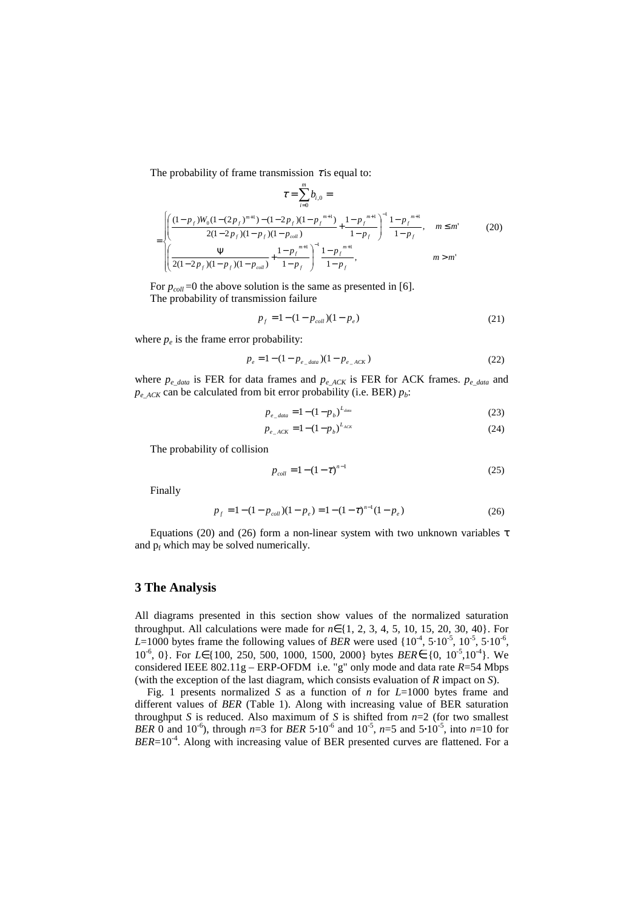The probability of frame transmission $\tau$ is equal to:

$$\tau = \sum_{i=0}^{m} b_{i,0} =$$

$$= \begin{cases} \left( \dfrac{(1-p_f)W_0(1-(2p_f)^{m+1}) - (1-2p_f)(1-p_f{}^{m+1})}{2(1-2p_f)(1-p_f)(1-p_{coll})} + \dfrac{1-p_f{}^{m+1}}{1-p_f} \right)^{-1} \dfrac{1-p_f{}^{m+1}}{1-p_f}, & m \le m' \\ \left( \dfrac{\Psi}{2(1-2p_f)(1-p_f)(1-p_{coll})} + \dfrac{1-p_f{}^{m+1}}{1-p_f} \right)^{-1} \dfrac{1-p_f{}^{m+1}}{1-p_f}, & m > m' \end{cases} \quad (20)$$

For $p_{coll}=0$ the above solution is the same as presented in [6].
The probability of transmission failure

$$p_f = 1-(1-p_{coll})(1-p_e) \quad (21)$$

where $p_e$ is the frame error probability:

$$p_e = 1-(1-p_{e\_data})(1-p_{e\_ACK}) \quad (22)$$

where $p_{e\_data}$ is FER for data frames and $p_{e\_ACK}$ is FER for ACK frames. $p_{e\_data}$ and $p_{e\_ACK}$ can be calculated from bit error probability (i.e. BER) $p_b$:

$$p_{e\_data} = 1-(1-p_b)^{L_{data}} \quad (23)$$

$$p_{e\_ACK} = 1-(1-p_b)^{L_{ACK}} \quad (24)$$

The probability of collision

$$p_{coll} = 1-(1-\tau)^{n-1} \quad (25)$$

Finally

$$p_f = 1-(1-p_{coll})(1-p_e) = 1-(1-\tau)^{n-1}(1-p_e) \quad (26)$$

Equations (20) and (26) form a non-linear system with two unknown variables $\tau$ and $p_f$ which may be solved numerically.

## 3 The Analysis

All diagrams presented in this section show values of the normalized saturation throughput. All calculations were made for $n \in \{1, 2, 3, 4, 5, 10, 15, 20, 30, 40\}$. For $L$=1000 bytes frame the following values of *BER* were used $\{10^{-4}, 5 \cdot 10^{-5}, 10^{-5}, 5 \cdot 10^{-6}, 10^{-6}, 0\}$. For $L \in \{100, 250, 500, 1000, 1500, 2000\}$ bytes $BER \in \{0, 10^{-5}, 10^{-4}\}$. We considered IEEE 802.11g – ERP-OFDM i.e. "g" only mode and data rate $R$=54 Mbps (with the exception of the last diagram, which consists evaluation of $R$ impact on $S$).

Fig. 1 presents normalized $S$ as a function of $n$ for $L$=1000 bytes frame and different values of *BER* (Table 1). Along with increasing value of BER saturation throughput $S$ is reduced. Also maximum of $S$ is shifted from $n$=2 (for two smallest *BER* 0 and $10^{-6}$), through $n$=3 for *BER* $5 \cdot 10^{-6}$ and $10^{-5}$, $n$=5 and $5 \cdot 10^{-5}$, into $n$=10 for $BER=10^{-4}$. Along with increasing value of BER presented curves are flattened. For a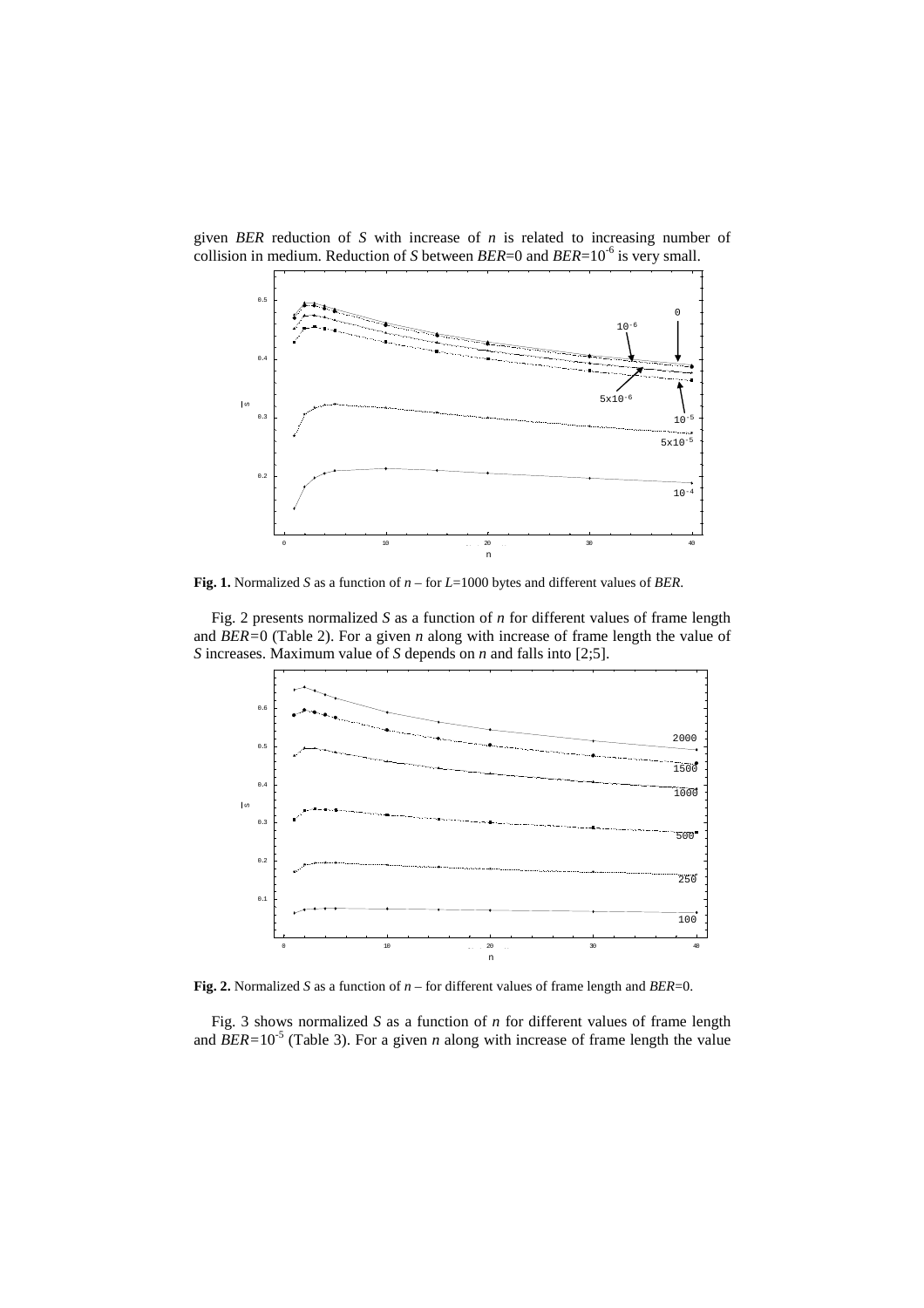given *BER* reduction of *S* with increase of *n* is related to increasing number of collision in medium. Reduction of *S* between *BER*=0 and *BER*=$10^{-6}$ is very small.

**Fig. 1.** Normalized *S* as a function of *n* – for *L*=1000 bytes and different values of *BER*.

Fig. 2 presents normalized *S* as a function of *n* for different values of frame length and *BER*=0 (Table 2). For a given *n* along with increase of frame length the value of *S* increases. Maximum value of *S* depends on *n* and falls into [2;5].

**Fig. 2.** Normalized *S* as a function of *n* – for different values of frame length and *BER*=0.

Fig. 3 shows normalized *S* as a function of *n* for different values of frame length and *BER*=$10^{-5}$ (Table 3). For a given *n* along with increase of frame length the value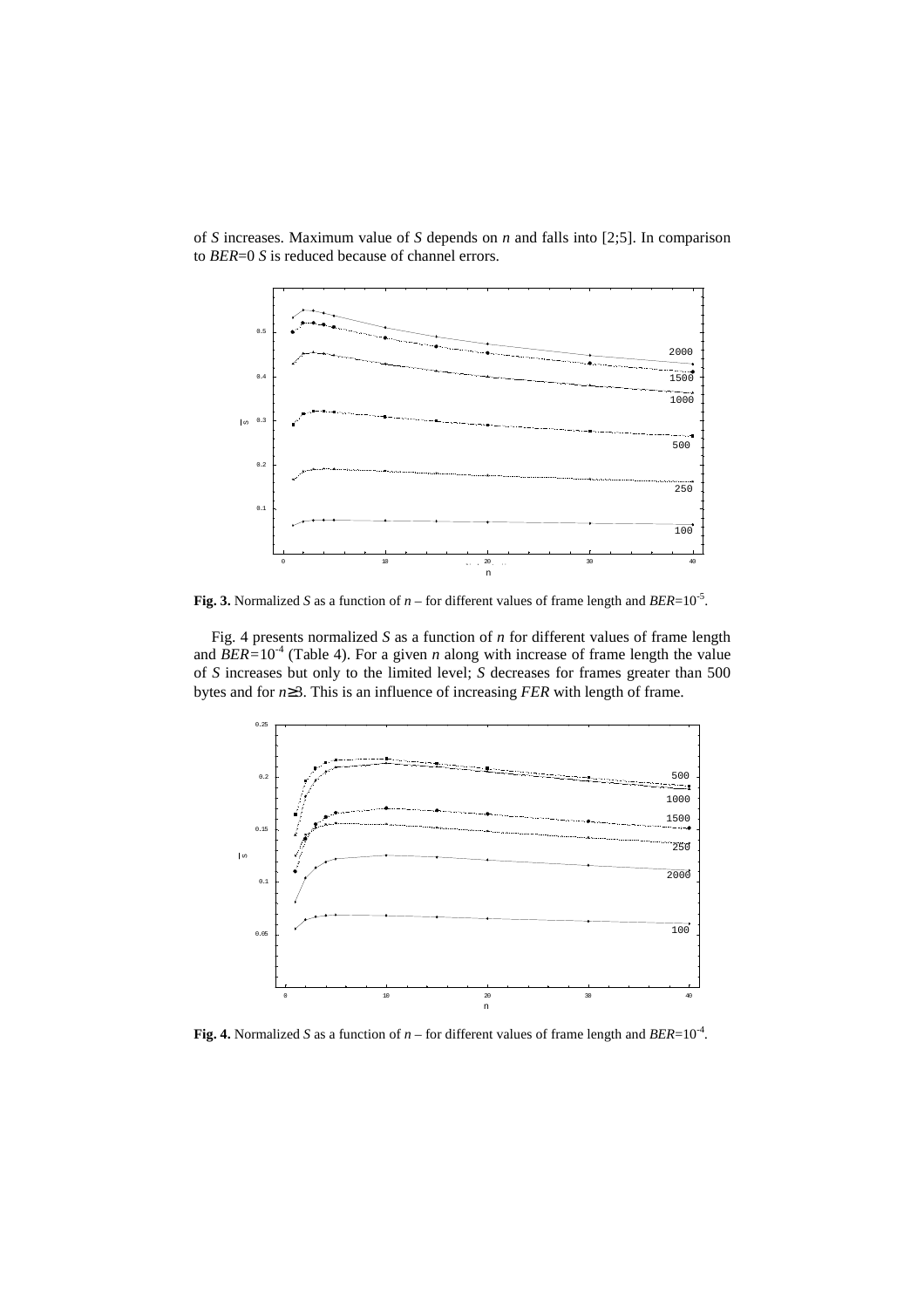of *S* increases. Maximum value of *S* depends on *n* and falls into [2;5]. In comparison to *BER*=0 *S* is reduced because of channel errors.

**Fig. 3.** Normalized *S* as a function of *n* – for different values of frame length and $BER=10^{-5}$.

Fig. 4 presents normalized *S* as a function of *n* for different values of frame length and $BER=10^{-4}$ (Table 4). For a given *n* along with increase of frame length the value of *S* increases but only to the limited level; *S* decreases for frames greater than 500 bytes and for $n \geq 3$. This is an influence of increasing *FER* with length of frame.

**Fig. 4.** Normalized *S* as a function of *n* – for different values of frame length and $BER=10^{-4}$.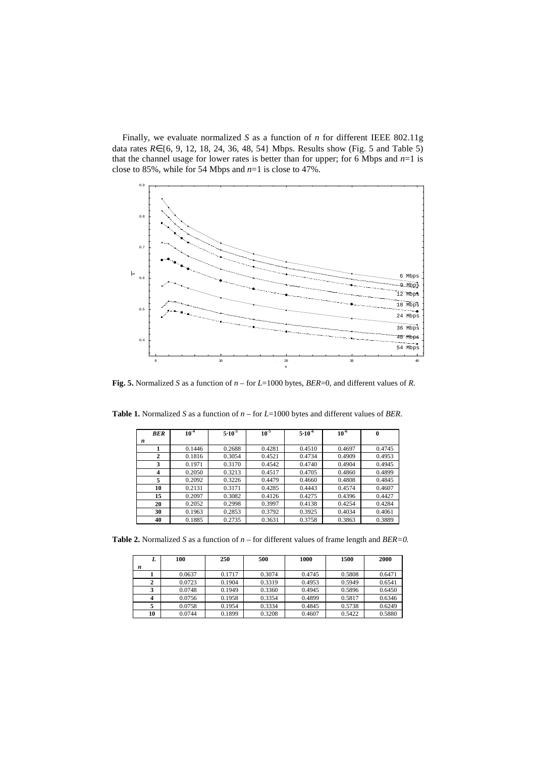Finally, we evaluate normalized $S$ as a function of $n$ for different IEEE 802.11g data rates $R \in \{6, 9, 12, 18, 24, 36, 48, 54\}$ Mbps. Results show (Fig. 5 and Table 5) that the channel usage for lower rates is better than for upper; for 6 Mbps and $n$=1 is close to 85%, while for 54 Mbps and $n$=1 is close to 47%.

**Fig. 5.** Normalized $S$ as a function of $n$ – for $L$=1000 bytes, $BER$=0, and different values of $R$.

**Table 1.** Normalized $S$ as a function of $n$ – for $L$=1000 bytes and different values of $BER$.

| *BER* / *n* | $10^{-4}$ | $5 \cdot 10^{-5}$ | $10^{-5}$ | $5 \cdot 10^{-6}$ | $10^{-6}$ | 0 |
|---|---|---|---|---|---|---|
| **1** | 0.1446 | 0.2688 | 0.4281 | 0.4510 | 0.4697 | 0.4745 |
| **2** | 0.1816 | 0.3054 | 0.4521 | 0.4734 | 0.4909 | 0.4953 |
| **3** | 0.1971 | 0.3170 | 0.4542 | 0.4740 | 0.4904 | 0.4945 |
| **4** | 0.2050 | 0.3213 | 0.4517 | 0.4705 | 0.4860 | 0.4899 |
| **5** | 0.2092 | 0.3226 | 0.4479 | 0.4660 | 0.4808 | 0.4845 |
| **10** | 0.2131 | 0.3171 | 0.4285 | 0.4443 | 0.4574 | 0.4607 |
| **15** | 0.2097 | 0.3082 | 0.4126 | 0.4275 | 0.4396 | 0.4427 |
| **20** | 0.2052 | 0.2998 | 0.3997 | 0.4138 | 0.4254 | 0.4284 |
| **30** | 0.1963 | 0.2853 | 0.3792 | 0.3925 | 0.4034 | 0.4061 |
| **40** | 0.1885 | 0.2735 | 0.3631 | 0.3758 | 0.3863 | 0.3889 |

**Table 2.** Normalized $S$ as a function of $n$ – for different values of frame length and $BER=0$.

| *L* / *n* | 100 | 250 | 500 | 1000 | 1500 | 2000 |
|---|---|---|---|---|---|---|
| **1** | 0.0637 | 0.1717 | 0.3074 | 0.4745 | 0.5808 | 0.6471 |
| **2** | 0.0723 | 0.1904 | 0.3319 | 0.4953 | 0.5949 | 0.6541 |
| **3** | 0.0748 | 0.1949 | 0.3360 | 0.4945 | 0.5896 | 0.6450 |
| **4** | 0.0756 | 0.1958 | 0.3354 | 0.4899 | 0.5817 | 0.6346 |
| **5** | 0.0758 | 0.1954 | 0.3334 | 0.4845 | 0.5738 | 0.6249 |
| **10** | 0.0744 | 0.1899 | 0.3208 | 0.4607 | 0.5422 | 0.5880 |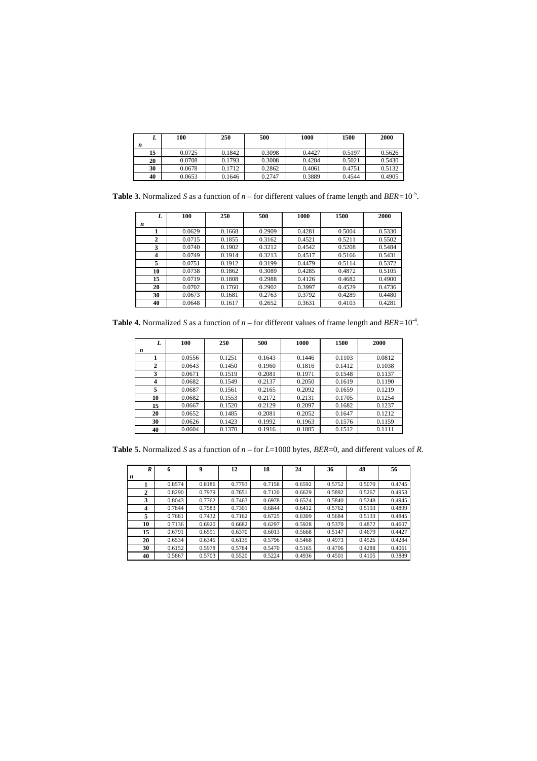| n \ L | 100 | 250 | 500 | 1000 | 1500 | 2000 |
|---|---|---|---|---|---|---|
| 15 | 0.0725 | 0.1842 | 0.3098 | 0.4427 | 0.5197 | 0.5626 |
| 20 | 0.0708 | 0.1793 | 0.3008 | 0.4284 | 0.5021 | 0.5430 |
| 30 | 0.0678 | 0.1712 | 0.2862 | 0.4061 | 0.4751 | 0.5132 |
| 40 | 0.0653 | 0.1646 | 0.2747 | 0.3889 | 0.4544 | 0.4905 |

**Table 3.** Normalized *S* as a function of *n* – for different values of frame length and $BER=10^{-5}$.

| n \ L | 100 | 250 | 500 | 1000 | 1500 | 2000 |
|---|---|---|---|---|---|---|
| 1 | 0.0629 | 0.1668 | 0.2909 | 0.4281 | 0.5004 | 0.5330 |
| 2 | 0.0715 | 0.1855 | 0.3162 | 0.4521 | 0.5211 | 0.5502 |
| 3 | 0.0740 | 0.1902 | 0.3212 | 0.4542 | 0.5208 | 0.5484 |
| 4 | 0.0749 | 0.1914 | 0.3213 | 0.4517 | 0.5166 | 0.5431 |
| 5 | 0.0751 | 0.1912 | 0.3199 | 0.4479 | 0.5114 | 0.5372 |
| 10 | 0.0738 | 0.1862 | 0.3089 | 0.4285 | 0.4872 | 0.5105 |
| 15 | 0.0719 | 0.1808 | 0.2988 | 0.4126 | 0.4682 | 0.4900 |
| 20 | 0.0702 | 0.1760 | 0.2902 | 0.3997 | 0.4529 | 0.4736 |
| 30 | 0.0673 | 0.1681 | 0.2763 | 0.3792 | 0.4289 | 0.4480 |
| 40 | 0.0648 | 0.1617 | 0.2652 | 0.3631 | 0.4103 | 0.4281 |

**Table 4.** Normalized *S* as a function of *n* – for different values of frame length and $BER=10^{-4}$.

| n \ L | 100 | 250 | 500 | 1000 | 1500 | 2000 |
|---|---|---|---|---|---|---|
| 1 | 0.0556 | 0.1251 | 0.1643 | 0.1446 | 0.1103 | 0.0812 |
| 2 | 0.0643 | 0.1450 | 0.1960 | 0.1816 | 0.1412 | 0.1038 |
| 3 | 0.0671 | 0.1519 | 0.2081 | 0.1971 | 0.1548 | 0.1137 |
| 4 | 0.0682 | 0.1549 | 0.2137 | 0.2050 | 0.1619 | 0.1190 |
| 5 | 0.0687 | 0.1561 | 0.2165 | 0.2092 | 0.1659 | 0.1219 |
| 10 | 0.0682 | 0.1553 | 0.2172 | 0.2131 | 0.1705 | 0.1254 |
| 15 | 0.0667 | 0.1520 | 0.2129 | 0.2097 | 0.1682 | 0.1237 |
| 20 | 0.0652 | 0.1485 | 0.2081 | 0.2052 | 0.1647 | 0.1212 |
| 30 | 0.0626 | 0.1423 | 0.1992 | 0.1963 | 0.1576 | 0.1159 |
| 40 | 0.0604 | 0.1370 | 0.1916 | 0.1885 | 0.1512 | 0.1111 |

**Table 5.** Normalized *S* as a function of *n* – for *L*=1000 bytes, *BER*=0, and different values of *R*.

| n \ R | 6 | 9 | 12 | 18 | 24 | 36 | 48 | 56 |
|---|---|---|---|---|---|---|---|---|
| 1 | 0.8574 | 0.8186 | 0.7793 | 0.7158 | 0.6592 | 0.5752 | 0.5070 | 0.4745 |
| 2 | 0.8290 | 0.7979 | 0.7651 | 0.7120 | 0.6629 | 0.5892 | 0.5267 | 0.4953 |
| 3 | 0.8043 | 0.7762 | 0.7463 | 0.6978 | 0.6524 | 0.5840 | 0.5248 | 0.4945 |
| 4 | 0.7844 | 0.7583 | 0.7301 | 0.6844 | 0.6412 | 0.5762 | 0.5193 | 0.4899 |
| 5 | 0.7681 | 0.7432 | 0.7162 | 0.6725 | 0.6309 | 0.5684 | 0.5133 | 0.4845 |
| 10 | 0.7136 | 0.6920 | 0.6682 | 0.6297 | 0.5928 | 0.5370 | 0.4872 | 0.4607 |
| 15 | 0.6791 | 0.6591 | 0.6370 | 0.6013 | 0.5668 | 0.5147 | 0.4679 | 0.4427 |
| 20 | 0.6534 | 0.6345 | 0.6135 | 0.5796 | 0.5468 | 0.4973 | 0.4526 | 0.4284 |
| 30 | 0.6152 | 0.5978 | 0.5784 | 0.5470 | 0.5165 | 0.4706 | 0.4288 | 0.4061 |
| 40 | 0.5867 | 0.5703 | 0.5520 | 0.5224 | 0.4936 | 0.4501 | 0.4105 | 0.3889 |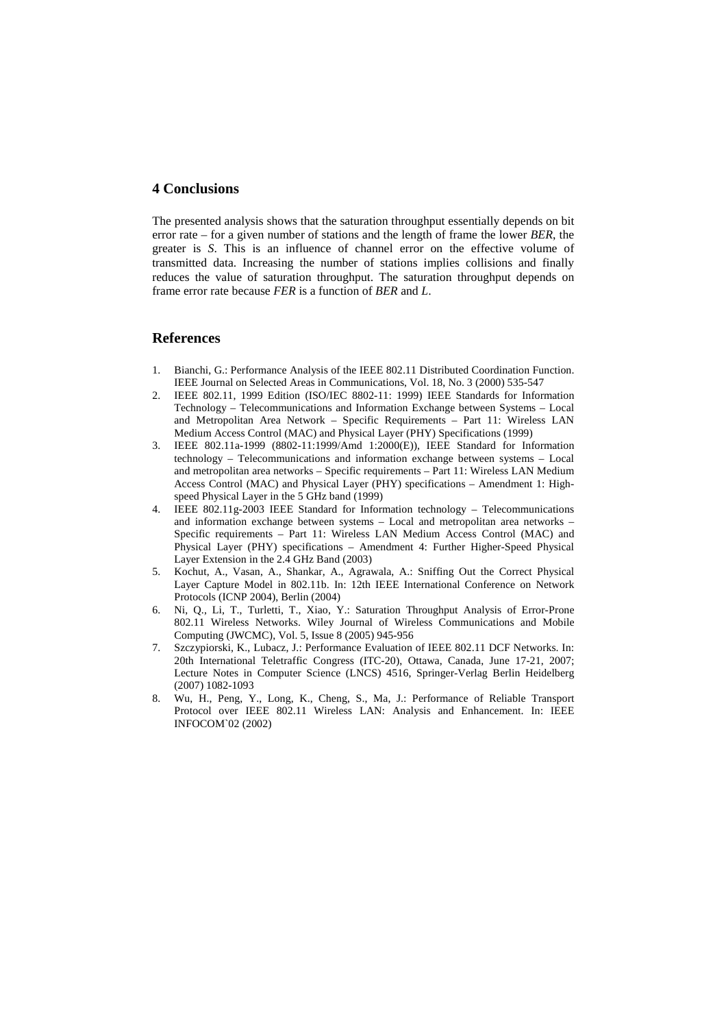## 4 Conclusions

The presented analysis shows that the saturation throughput essentially depends on bit error rate – for a given number of stations and the length of frame the lower *BER*, the greater is *S*. This is an influence of channel error on the effective volume of transmitted data. Increasing the number of stations implies collisions and finally reduces the value of saturation throughput. The saturation throughput depends on frame error rate because *FER* is a function of *BER* and *L*.

## References

1. Bianchi, G.: Performance Analysis of the IEEE 802.11 Distributed Coordination Function. IEEE Journal on Selected Areas in Communications, Vol. 18, No. 3 (2000) 535-547
2. IEEE 802.11, 1999 Edition (ISO/IEC 8802-11: 1999) IEEE Standards for Information Technology – Telecommunications and Information Exchange between Systems – Local and Metropolitan Area Network – Specific Requirements – Part 11: Wireless LAN Medium Access Control (MAC) and Physical Layer (PHY) Specifications (1999)
3. IEEE 802.11a-1999 (8802-11:1999/Amd 1:2000(E)), IEEE Standard for Information technology – Telecommunications and information exchange between systems – Local and metropolitan area networks – Specific requirements – Part 11: Wireless LAN Medium Access Control (MAC) and Physical Layer (PHY) specifications – Amendment 1: High-speed Physical Layer in the 5 GHz band (1999)
4. IEEE 802.11g-2003 IEEE Standard for Information technology – Telecommunications and information exchange between systems – Local and metropolitan area networks – Specific requirements – Part 11: Wireless LAN Medium Access Control (MAC) and Physical Layer (PHY) specifications – Amendment 4: Further Higher-Speed Physical Layer Extension in the 2.4 GHz Band (2003)
5. Kochut, A., Vasan, A., Shankar, A., Agrawala, A.: Sniffing Out the Correct Physical Layer Capture Model in 802.11b. In: 12th IEEE International Conference on Network Protocols (ICNP 2004), Berlin (2004)
6. Ni, Q., Li, T., Turletti, T., Xiao, Y.: Saturation Throughput Analysis of Error-Prone 802.11 Wireless Networks. Wiley Journal of Wireless Communications and Mobile Computing (JWCMC), Vol. 5, Issue 8 (2005) 945-956
7. Szczypiorski, K., Lubacz, J.: Performance Evaluation of IEEE 802.11 DCF Networks. In: 20th International Teletraffic Congress (ITC-20), Ottawa, Canada, June 17-21, 2007; Lecture Notes in Computer Science (LNCS) 4516, Springer-Verlag Berlin Heidelberg (2007) 1082-1093
8. Wu, H., Peng, Y., Long, K., Cheng, S., Ma, J.: Performance of Reliable Transport Protocol over IEEE 802.11 Wireless LAN: Analysis and Enhancement. In: IEEE INFOCOM`02 (2002)